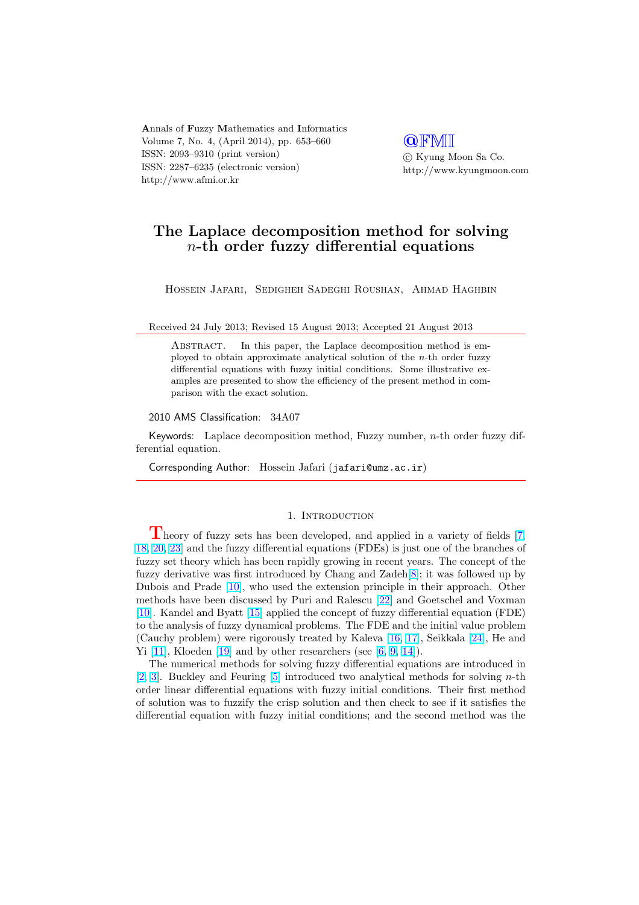Annals of Fuzzy Mathematics and Informatics
Volume 7, No. 4, (April 2014), pp. 653–660
ISSN: 2093–9310 (print version)
ISSN: 2287–6235 (electronic version)
http://www.afmi.or.kr

@FMI
© Kyung Moon Sa Co.
http://www.kyungmoon.com

# The Laplace decomposition method for solving $n$-th order fuzzy differential equations

Hossein Jafari, Sedigheh Sadeghi Roushan, Ahmad Haghbin

Received 24 July 2013; Revised 15 August 2013; Accepted 21 August 2013

Abstract. In this paper, the Laplace decomposition method is employed to obtain approximate analytical solution of the $n$-th order fuzzy differential equations with fuzzy initial conditions. Some illustrative examples are presented to show the efficiency of the present method in comparison with the exact solution.

2010 AMS Classification: 34A07

Keywords: Laplace decomposition method, Fuzzy number, $n$-th order fuzzy differential equation.

Corresponding Author: Hossein Jafari (jafari@umz.ac.ir)

## 1. Introduction

Theory of fuzzy sets has been developed, and applied in a variety of fields [7, 18, 20, 23] and the fuzzy differential equations (FDEs) is just one of the branches of fuzzy set theory which has been rapidly growing in recent years. The concept of the fuzzy derivative was first introduced by Chang and Zadeh[8]; it was followed up by Dubois and Prade [10], who used the extension principle in their approach. Other methods have been discussed by Puri and Ralescu [22] and Goetschel and Voxman [10]. Kandel and Byatt [15] applied the concept of fuzzy differential equation (FDE) to the analysis of fuzzy dynamical problems. The FDE and the initial value problem (Cauchy problem) were rigorously treated by Kaleva [16, 17], Seikkala [24], He and Yi [11], Kloeden [19] and by other researchers (see [6, 9, 14]).

The numerical methods for solving fuzzy differential equations are introduced in [2, 3]. Buckley and Feuring [5] introduced two analytical methods for solving $n$-th order linear differential equations with fuzzy initial conditions. Their first method of solution was to fuzzify the crisp solution and then check to see if it satisfies the differential equation with fuzzy initial conditions; and the second method was the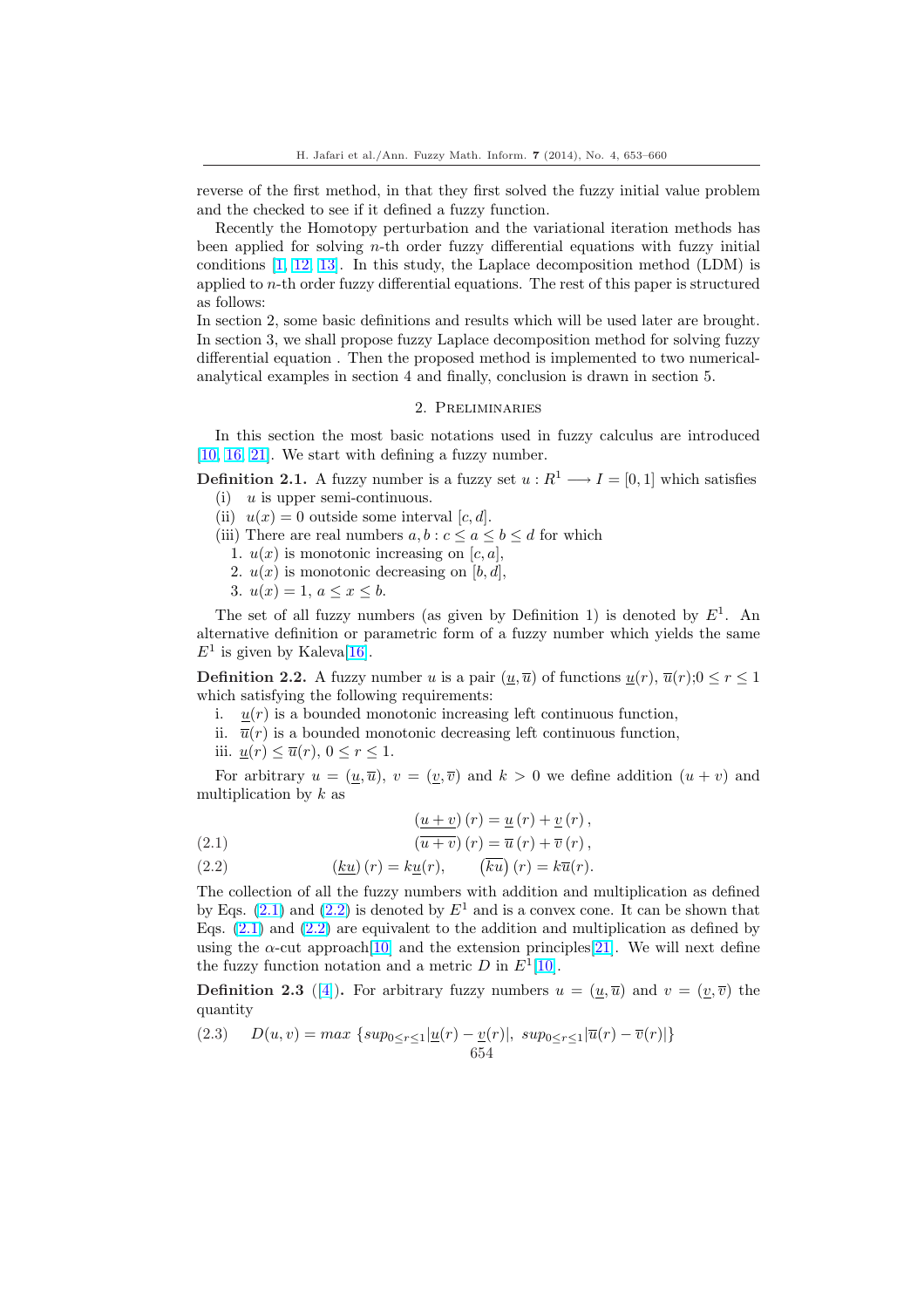reverse of the first method, in that they first solved the fuzzy initial value problem and the checked to see if it defined a fuzzy function.

Recently the Homotopy perturbation and the variational iteration methods has been applied for solving $n$-th order fuzzy differential equations with fuzzy initial conditions [1, 12, 13]. In this study, the Laplace decomposition method (LDM) is applied to $n$-th order fuzzy differential equations. The rest of this paper is structured as follows:

In section 2, some basic definitions and results which will be used later are brought. In section 3, we shall propose fuzzy Laplace decomposition method for solving fuzzy differential equation . Then the proposed method is implemented to two numerical-analytical examples in section 4 and finally, conclusion is drawn in section 5.

## 2. Preliminaries

In this section the most basic notations used in fuzzy calculus are introduced [10, 16, 21]. We start with defining a fuzzy number.

**Definition 2.1.** A fuzzy number is a fuzzy set $u : R^1 \longrightarrow I = [0, 1]$ which satisfies

(i) $u$ is upper semi-continuous.
(ii) $u(x) = 0$ outside some interval $[c, d]$.
(iii) There are real numbers $a, b : c \le a \le b \le d$ for which
  1. $u(x)$ is monotonic increasing on $[c, a]$,
  2. $u(x)$ is monotonic decreasing on $[b, d]$,
  3. $u(x) = 1$, $a \le x \le b$.

The set of all fuzzy numbers (as given by Definition 1) is denoted by $E^1$. An alternative definition or parametric form of a fuzzy number which yields the same $E^1$ is given by Kaleva[16].

**Definition 2.2.** A fuzzy number $u$ is a pair $(\underline{u}, \overline{u})$ of functions $\underline{u}(r)$, $\overline{u}(r)$;$0 \le r \le 1$ which satisfying the following requirements:

i. $\underline{u}(r)$ is a bounded monotonic increasing left continuous function,
ii. $\overline{u}(r)$ is a bounded monotonic decreasing left continuous function,
iii. $\underline{u}(r) \le \overline{u}(r)$, $0 \le r \le 1$.

For arbitrary $u = (\underline{u}, \overline{u})$, $v = (\underline{v}, \overline{v})$ and $k > 0$ we define addition $(u + v)$ and multiplication by $k$ as

$$\underline{(u+v)}(r) = \underline{u}(r) + \underline{v}(r),$$
$$\overline{(u+v)}(r) = \overline{u}(r) + \overline{v}(r), \tag{2.1}$$

$$\underline{(ku)}(r) = k\underline{u}(r), \qquad \overline{(ku)}(r) = k\overline{u}(r). \tag{2.2}$$

The collection of all the fuzzy numbers with addition and multiplication as defined by Eqs. (2.1) and (2.2) is denoted by $E^1$ and is a convex cone. It can be shown that Eqs. (2.1) and (2.2) are equivalent to the addition and multiplication as defined by using the $\alpha$-cut approach[10] and the extension principles[21]. We will next define the fuzzy function notation and a metric $D$ in $E^1$[10].

**Definition 2.3** ([4]). For arbitrary fuzzy numbers $u = (\underline{u}, \overline{u})$ and $v = (\underline{v}, \overline{v})$ the quantity

$$D(u, v) = max\ \{sup_{0 \le r \le 1}|\underline{u}(r) - \underline{v}(r)|,\ sup_{0 \le r \le 1}|\overline{u}(r) - \overline{v}(r)|\} \tag{2.3}$$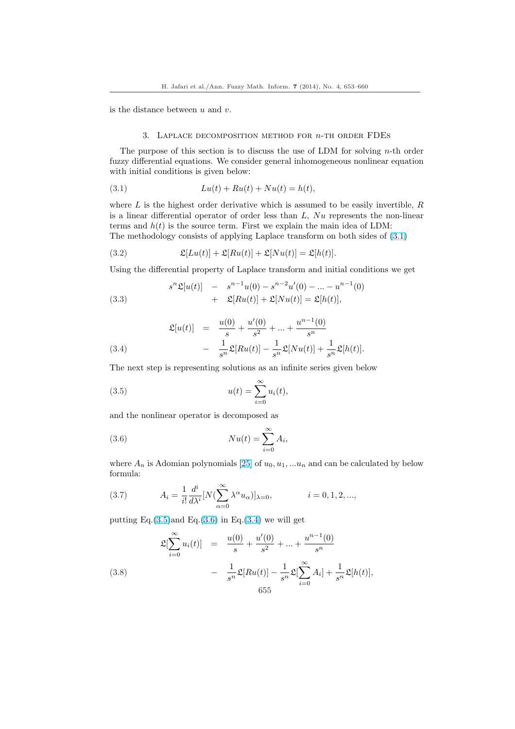is the distance between $u$ and $v$.

## 3. Laplace decomposition method for $n$-th order FDEs

The purpose of this section is to discuss the use of LDM for solving $n$-th order fuzzy differential equations. We consider general inhomogeneous nonlinear equation with initial conditions is given below:

$$Lu(t) + Ru(t) + Nu(t) = h(t), \tag{3.1}$$

where $L$ is the highest order derivative which is assumed to be easily invertible, $R$ is a linear differential operator of order less than $L$, $Nu$ represents the non-linear terms and $h(t)$ is the source term. First we explain the main idea of LDM:
The methodology consists of applying Laplace transform on both sides of (3.1)

$$\mathfrak{L}[Lu(t)] + \mathfrak{L}[Ru(t)] + \mathfrak{L}[Nu(t)] = \mathfrak{L}[h(t)]. \tag{3.2}$$

Using the differential property of Laplace transform and initial conditions we get

$$\begin{aligned} s^n\mathfrak{L}[u(t)] &- s^{n-1}u(0) - s^{n-2}u'(0) - ... - u^{n-1}(0) \\ &+ \mathfrak{L}[Ru(t)] + \mathfrak{L}[Nu(t)] = \mathfrak{L}[h(t)], \end{aligned} \tag{3.3}$$

$$\begin{aligned} \mathfrak{L}[u(t)] &= \frac{u(0)}{s} + \frac{u'(0)}{s^2} + ... + \frac{u^{n-1}(0)}{s^n} \\ &- \frac{1}{s^n}\mathfrak{L}[Ru(t)] - \frac{1}{s^n}\mathfrak{L}[Nu(t)] + \frac{1}{s^n}\mathfrak{L}[h(t)]. \end{aligned} \tag{3.4}$$

The next step is representing solutions as an infinite series given below

$$u(t) = \sum_{i=0}^{\infty} u_i(t), \tag{3.5}$$

and the nonlinear operator is decomposed as

$$Nu(t) = \sum_{i=0}^{\infty} A_i, \tag{3.6}$$

where $A_n$ is Adomian polynomials [25] of $u_0, u_1, ...u_n$ and can be calculated by below formula:

$$A_i = \frac{1}{i!}\frac{d^i}{d\lambda^i}[N(\sum_{\alpha=0}^{\infty}\lambda^\alpha u_\alpha)]_{\lambda=0}, \qquad i = 0, 1, 2, ..., \tag{3.7}$$

putting Eq.(3.5)and Eq.(3.6) in Eq.(3.4) we will get

$$\begin{aligned} \mathfrak{L}[\sum_{i=0}^{\infty} u_i(t)] &= \frac{u(0)}{s} + \frac{u'(0)}{s^2} + ... + \frac{u^{n-1}(0)}{s^n} \\ &- \frac{1}{s^n}\mathfrak{L}[Ru(t)] - \frac{1}{s^n}\mathfrak{L}[\sum_{i=0}^{\infty} A_i] + \frac{1}{s^n}\mathfrak{L}[h(t)], \end{aligned} \tag{3.8}$$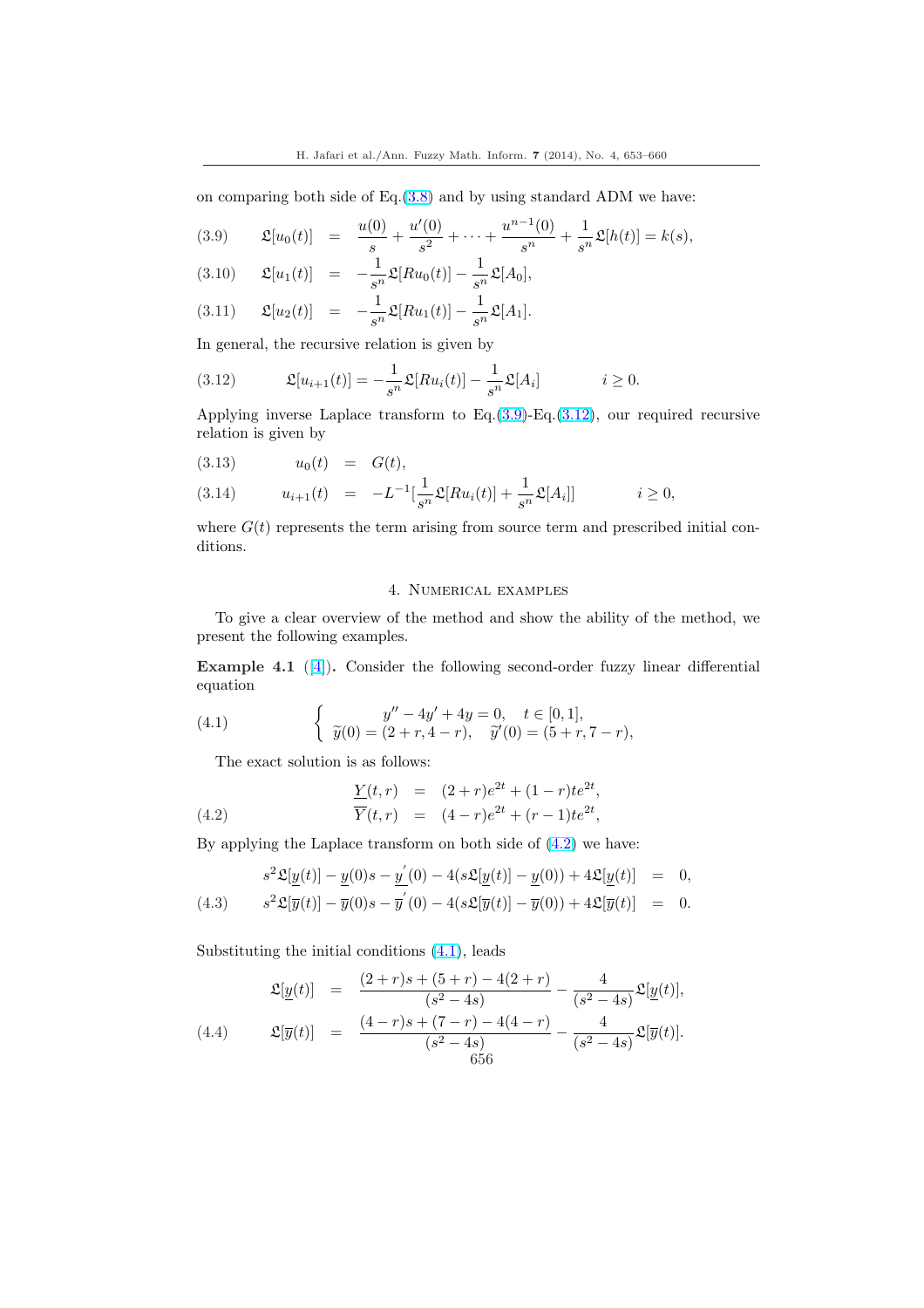on comparing both side of Eq.(3.8) and by using standard ADM we have:

$$\mathfrak{L}[u_0(t)] = \frac{u(0)}{s} + \frac{u'(0)}{s^2} + \cdots + \frac{u^{n-1}(0)}{s^n} + \frac{1}{s^n}\mathfrak{L}[h(t)] = k(s), \tag{3.9}$$

$$\mathfrak{L}[u_1(t)] = -\frac{1}{s^n}\mathfrak{L}[Ru_0(t)] - \frac{1}{s^n}\mathfrak{L}[A_0], \tag{3.10}$$

$$\mathfrak{L}[u_2(t)] = -\frac{1}{s^n}\mathfrak{L}[Ru_1(t)] - \frac{1}{s^n}\mathfrak{L}[A_1]. \tag{3.11}$$

In general, the recursive relation is given by

$$\mathfrak{L}[u_{i+1}(t)] = -\frac{1}{s^n}\mathfrak{L}[Ru_i(t)] - \frac{1}{s^n}\mathfrak{L}[A_i] \qquad i \geq 0. \tag{3.12}$$

Applying inverse Laplace transform to Eq.(3.9)-Eq.(3.12), our required recursive relation is given by

$$u_0(t) = G(t), \tag{3.13}$$

$$u_{i+1}(t) = -L^{-1}[\frac{1}{s^n}\mathfrak{L}[Ru_i(t)] + \frac{1}{s^n}\mathfrak{L}[A_i]] \qquad i \geq 0, \tag{3.14}$$

where $G(t)$ represents the term arising from source term and prescribed initial conditions.

## 4. Numerical examples

To give a clear overview of the method and show the ability of the method, we present the following examples.

**Example 4.1** ([4]). Consider the following second-order fuzzy linear differential equation

$$\begin{cases} y'' - 4y' + 4y = 0, \quad t \in [0,1], \\ \widetilde{y}(0) = (2+r, 4-r), \quad \widetilde{y}'(0) = (5+r, 7-r), \end{cases} \tag{4.1}$$

The exact solution is as follows:

$$\begin{aligned} \underline{Y}(t,r) &= (2+r)e^{2t} + (1-r)te^{2t}, \\ \overline{Y}(t,r) &= (4-r)e^{2t} + (r-1)te^{2t}, \end{aligned} \tag{4.2}$$

By applying the Laplace transform on both side of (4.2) we have:

$$\begin{aligned} s^2\mathfrak{L}[\underline{y}(t)] - \underline{y}(0)s - \underline{y}'(0) - 4(s\mathfrak{L}[\underline{y}(t)] - \underline{y}(0)) + 4\mathfrak{L}[\underline{y}(t)] &= 0, \\ s^2\mathfrak{L}[\overline{y}(t)] - \overline{y}(0)s - \overline{y}'(0) - 4(s\mathfrak{L}[\overline{y}(t)] - \overline{y}(0)) + 4\mathfrak{L}[\overline{y}(t)] &= 0. \end{aligned} \tag{4.3}$$

Substituting the initial conditions (4.1), leads

$$\begin{aligned} \mathfrak{L}[\underline{y}(t)] &= \frac{(2+r)s + (5+r) - 4(2+r)}{(s^2-4s)} - \frac{4}{(s^2-4s)}\mathfrak{L}[\underline{y}(t)], \\ \mathfrak{L}[\overline{y}(t)] &= \frac{(4-r)s + (7-r) - 4(4-r)}{(s^2-4s)} - \frac{4}{(s^2-4s)}\mathfrak{L}[\overline{y}(t)]. \end{aligned} \tag{4.4}$$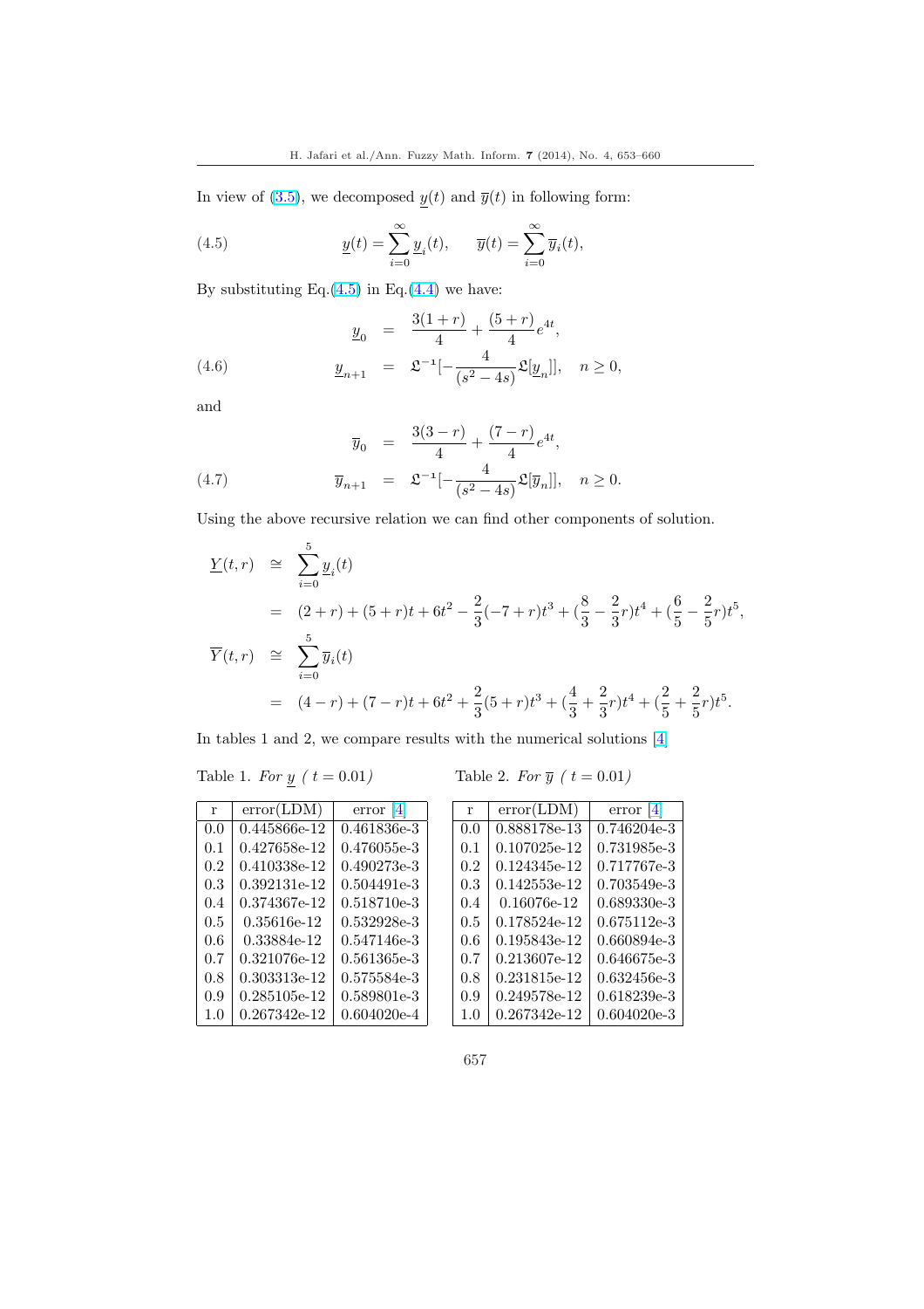In view of (3.5), we decomposed $\underline{y}(t)$ and $\overline{y}(t)$ in following form:

$$\underline{y}(t) = \sum_{i=0}^{\infty} \underline{y}_i(t), \qquad \overline{y}(t) = \sum_{i=0}^{\infty} \overline{y}_i(t), \tag{4.5}$$

By substituting Eq.(4.5) in Eq.(4.4) we have:

$$\begin{aligned} \underline{y}_0 &= \frac{3(1+r)}{4} + \frac{(5+r)}{4}e^{4t}, \\ \underline{y}_{n+1} &= \mathfrak{L}^{-1}[-\frac{4}{(s^2-4s)}\mathfrak{L}[\underline{y}_n]], \quad n \geq 0, \end{aligned} \tag{4.6}$$

and

$$\begin{aligned} \overline{y}_0 &= \frac{3(3-r)}{4} + \frac{(7-r)}{4}e^{4t}, \\ \overline{y}_{n+1} &= \mathfrak{L}^{-1}[-\frac{4}{(s^2-4s)}\mathfrak{L}[\overline{y}_n]], \quad n \geq 0. \end{aligned} \tag{4.7}$$

Using the above recursive relation we can find other components of solution.

$$\begin{aligned} \underline{Y}(t,r) &\cong \sum_{i=0}^{5} \underline{y}_i(t) \\ &= (2+r) + (5+r)t + 6t^2 - \frac{2}{3}(-7+r)t^3 + (\frac{8}{3} - \frac{2}{3}r)t^4 + (\frac{6}{5} - \frac{2}{5}r)t^5, \\ \overline{Y}(t,r) &\cong \sum_{i=0}^{5} \overline{y}_i(t) \\ &= (4-r) + (7-r)t + 6t^2 + \frac{2}{3}(5+r)t^3 + (\frac{4}{3} + \frac{2}{3}r)t^4 + (\frac{2}{5} + \frac{2}{5}r)t^5. \end{aligned}$$

In tables 1 and 2, we compare results with the numerical solutions [4]

Table 1. *For $\underline{y}$ ( $t = 0.01$)*

| r | error(LDM) | error [4] |
|---|---|---|
| 0.0 | 0.445866e-12 | 0.461836e-3 |
| 0.1 | 0.427658e-12 | 0.476055e-3 |
| 0.2 | 0.410338e-12 | 0.490273e-3 |
| 0.3 | 0.392131e-12 | 0.504491e-3 |
| 0.4 | 0.374367e-12 | 0.518710e-3 |
| 0.5 | 0.35616e-12 | 0.532928e-3 |
| 0.6 | 0.33884e-12 | 0.547146e-3 |
| 0.7 | 0.321076e-12 | 0.561365e-3 |
| 0.8 | 0.303313e-12 | 0.575584e-3 |
| 0.9 | 0.285105e-12 | 0.589801e-3 |
| 1.0 | 0.267342e-12 | 0.604020e-4 |

Table 2. *For $\overline{y}$ ( $t = 0.01$)*

| r | error(LDM) | error [4] |
|---|---|---|
| 0.0 | 0.888178e-13 | 0.746204e-3 |
| 0.1 | 0.107025e-12 | 0.731985e-3 |
| 0.2 | 0.124345e-12 | 0.717767e-3 |
| 0.3 | 0.142553e-12 | 0.703549e-3 |
| 0.4 | 0.16076e-12 | 0.689330e-3 |
| 0.5 | 0.178524e-12 | 0.675112e-3 |
| 0.6 | 0.195843e-12 | 0.660894e-3 |
| 0.7 | 0.213607e-12 | 0.646675e-3 |
| 0.8 | 0.231815e-12 | 0.632456e-3 |
| 0.9 | 0.249578e-12 | 0.618239e-3 |
| 1.0 | 0.267342e-12 | 0.604020e-3 |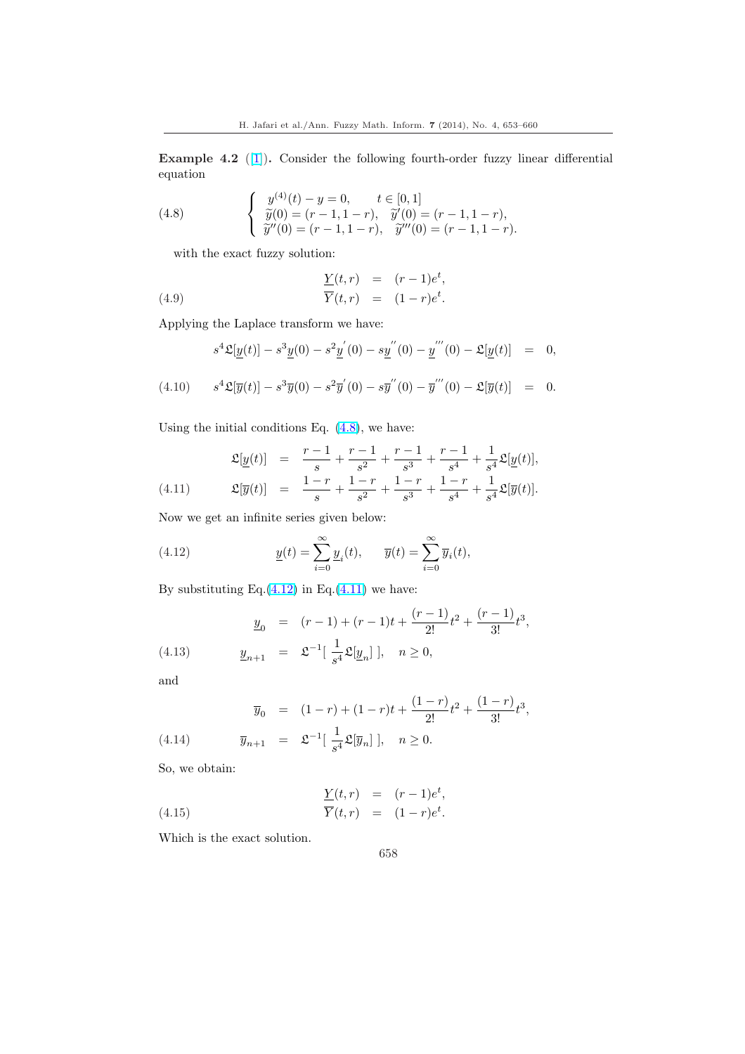**Example 4.2** ([1]). Consider the following fourth-order fuzzy linear differential equation

$$
(4.8)\qquad \begin{cases} y^{(4)}(t) - y = 0, & t \in [0,1] \\ \widetilde{y}(0) = (r-1, 1-r), \quad \widetilde{y}'(0) = (r-1, 1-r), \\ \widetilde{y}''(0) = (r-1, 1-r), \quad \widetilde{y}'''(0) = (r-1, 1-r). \end{cases}
$$

with the exact fuzzy solution:

$$
(4.9)\qquad \begin{aligned} \underline{Y}(t,r) &= (r-1)e^t, \\ \overline{Y}(t,r) &= (1-r)e^t. \end{aligned}
$$

Applying the Laplace transform we have:

$$
(4.10)\qquad \begin{aligned} s^4\mathfrak{L}[\underline{y}(t)] - s^3\underline{y}(0) - s^2\underline{y}^{'}(0) - s\underline{y}^{''}(0) - \underline{y}^{'''}(0) - \mathfrak{L}[\underline{y}(t)] &= 0, \\ s^4\mathfrak{L}[\overline{y}(t)] - s^3\overline{y}(0) - s^2\overline{y}^{'}(0) - s\overline{y}^{''}(0) - \overline{y}^{'''}(0) - \mathfrak{L}[\overline{y}(t)] &= 0. \end{aligned}
$$

Using the initial conditions Eq. (4.8), we have:

$$
(4.11)\qquad \begin{aligned} \mathfrak{L}[\underline{y}(t)] &= \frac{r-1}{s} + \frac{r-1}{s^2} + \frac{r-1}{s^3} + \frac{r-1}{s^4} + \frac{1}{s^4}\mathfrak{L}[\underline{y}(t)], \\ \mathfrak{L}[\overline{y}(t)] &= \frac{1-r}{s} + \frac{1-r}{s^2} + \frac{1-r}{s^3} + \frac{1-r}{s^4} + \frac{1}{s^4}\mathfrak{L}[\overline{y}(t)]. \end{aligned}
$$

Now we get an infinite series given below:

$$
(4.12)\qquad \underline{y}(t) = \sum_{i=0}^{\infty} \underline{y}_i(t), \qquad \overline{y}(t) = \sum_{i=0}^{\infty} \overline{y}_i(t),
$$

By substituting Eq.(4.12) in Eq.(4.11) we have:

$$
(4.13)\qquad \begin{aligned} \underline{y}_0 &= (r-1) + (r-1)t + \frac{(r-1)}{2!}t^2 + \frac{(r-1)}{3!}t^3, \\ \underline{y}_{n+1} &= \mathfrak{L}^{-1}[\ \frac{1}{s^4}\mathfrak{L}[\underline{y}_n]\ ], \quad n \geq 0, \end{aligned}
$$

and

$$
(4.14)\qquad \begin{aligned} \overline{y}_0 &= (1-r) + (1-r)t + \frac{(1-r)}{2!}t^2 + \frac{(1-r)}{3!}t^3, \\ \overline{y}_{n+1} &= \mathfrak{L}^{-1}[\ \frac{1}{s^4}\mathfrak{L}[\overline{y}_n]\ ], \quad n \geq 0. \end{aligned}
$$

So, we obtain:

$$
(4.15)\qquad \begin{aligned} \underline{Y}(t,r) &= (r-1)e^t, \\ \overline{Y}(t,r) &= (1-r)e^t. \end{aligned}
$$

Which is the exact solution.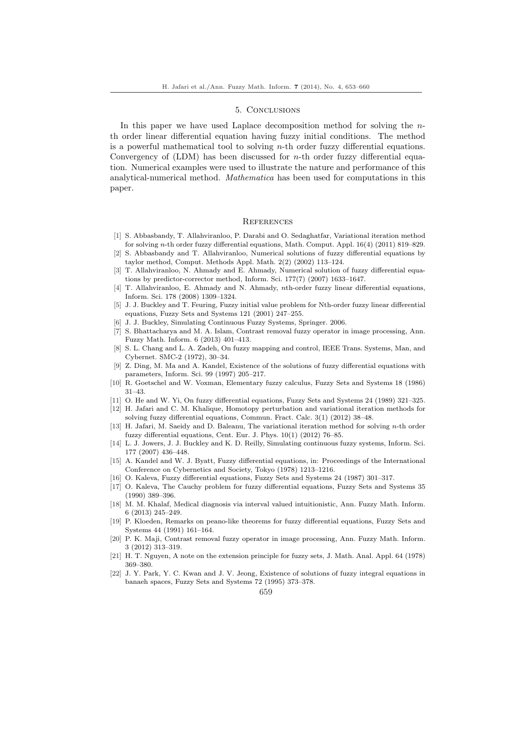## 5. Conclusions

In this paper we have used Laplace decomposition method for solving the $n$-th order linear differential equation having fuzzy initial conditions. The method is a powerful mathematical tool to solving $n$-th order fuzzy differential equations. Convergency of (LDM) has been discussed for $n$-th order fuzzy differential equation. Numerical examples were used to illustrate the nature and performance of this analytical-numerical method. *Mathematica* has been used for computations in this paper.

## References

[1] S. Abbasbandy, T. Allahviranloo, P. Darabi and O. Sedaghatfar, Variational iteration method for solving $n$-th order fuzzy differential equations, Math. Comput. Appl. 16(4) (2011) 819–829.

[2] S. Abbasbandy and T. Allahviranloo, Numerical solutions of fuzzy differential equations by taylor method, Comput. Methods Appl. Math. 2(2) (2002) 113–124.

[3] T. Allahviranloo, N. Ahmady and E. Ahmady, Numerical solution of fuzzy differential equations by predictor-corrector method, Inform. Sci. 177(7) (2007) 1633–1647.

[4] T. Allahviranloo, E. Ahmady and N. Ahmady, $n$th-order fuzzy linear differential equations, Inform. Sci. 178 (2008) 1309–1324.

[5] J. J. Buckley and T. Feuring, Fuzzy initial value problem for Nth-order fuzzy linear differential equations, Fuzzy Sets and Systems 121 (2001) 247–255.

[6] J. J. Buckley, Simulating Continuous Fuzzy Systems, Springer. 2006.

[7] S. Bhattacharya and M. A. Islam, Contrast removal fuzzy operator in image processing, Ann. Fuzzy Math. Inform. 6 (2013) 401–413.

[8] S. L. Chang and L. A. Zadeh, On fuzzy mapping and control, IEEE Trans. Systems, Man, and Cybernet. SMC-2 (1972), 30–34.

[9] Z. Ding, M. Ma and A. Kandel, Existence of the solutions of fuzzy differential equations with parameters, Inform. Sci. 99 (1997) 205–217.

[10] R. Goetschel and W. Voxman, Elementary fuzzy calculus, Fuzzy Sets and Systems 18 (1986) 31–43.

[11] O. He and W. Yi, On fuzzy differential equations, Fuzzy Sets and Systems 24 (1989) 321–325.

[12] H. Jafari and C. M. Khalique, Homotopy perturbation and variational iteration methods for solving fuzzy differential equations, Commun. Fract. Calc. 3(1) (2012) 38–48.

[13] H. Jafari, M. Saeidy and D. Baleanu, The variational iteration method for solving $n$-th order fuzzy differential equations, Cent. Eur. J. Phys. 10(1) (2012) 76–85.

[14] L. J. Jowers, J. J. Buckley and K. D. Reilly, Simulating continuous fuzzy systems, Inform. Sci. 177 (2007) 436–448.

[15] A. Kandel and W. J. Byatt, Fuzzy differential equations, in: Proceedings of the International Conference on Cybernetics and Society, Tokyo (1978) 1213–1216.

[16] O. Kaleva, Fuzzy differential equations, Fuzzy Sets and Systems 24 (1987) 301–317.

[17] O. Kaleva, The Cauchy problem for fuzzy differential equations, Fuzzy Sets and Systems 35 (1990) 389–396.

[18] M. M. Khalaf, Medical diagnosis via interval valued intuitionistic, Ann. Fuzzy Math. Inform. 6 (2013) 245–249.

[19] P. Kloeden, Remarks on peano-like theorems for fuzzy differential equations, Fuzzy Sets and Systems 44 (1991) 161–164.

[20] P. K. Maji, Contrast removal fuzzy operator in image processing, Ann. Fuzzy Math. Inform. 3 (2012) 313–319.

[21] H. T. Nguyen, A note on the extension principle for fuzzy sets, J. Math. Anal. Appl. 64 (1978) 369–380.

[22] J. Y. Park, Y. C. Kwan and J. V. Jeong, Existence of solutions of fuzzy integral equations in banaeh spaces, Fuzzy Sets and Systems 72 (1995) 373–378.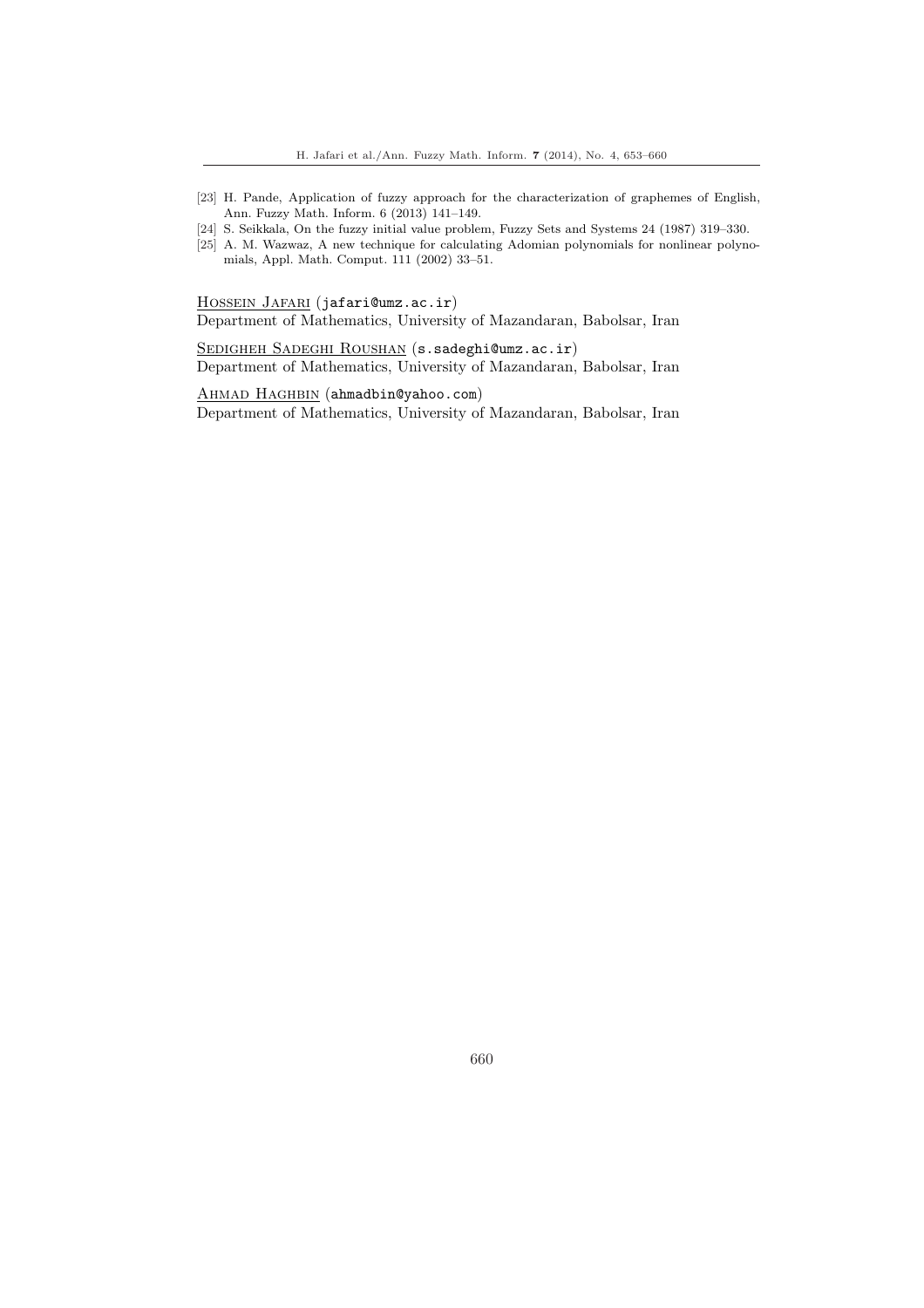[23] H. Pande, Application of fuzzy approach for the characterization of graphemes of English, Ann. Fuzzy Math. Inform. 6 (2013) 141–149.

[24] S. Seikkala, On the fuzzy initial value problem, Fuzzy Sets and Systems 24 (1987) 319–330.

[25] A. M. Wazwaz, A new technique for calculating Adomian polynomials for nonlinear polynomials, Appl. Math. Comput. 111 (2002) 33–51.

Hossein Jafari (jafari@umz.ac.ir)
Department of Mathematics, University of Mazandaran, Babolsar, Iran

Sedigheh Sadeghi Roushan (s.sadeghi@umz.ac.ir)
Department of Mathematics, University of Mazandaran, Babolsar, Iran

Ahmad Haghbin (ahmadbin@yahoo.com)
Department of Mathematics, University of Mazandaran, Babolsar, Iran